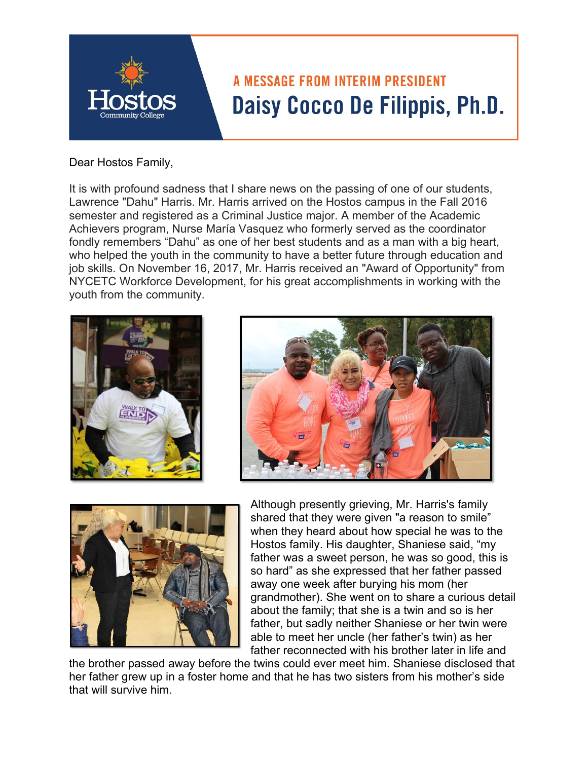# A MESSAGE FROM INTERIM PRESIDENT

## Daisy Cocco De Filippis, Ph.D.

Dear Hostos Family,

It is with profound sadness that I share news on the passing of one of our students, Lawrence "Dahu" Harris. Mr. Harris arrived on the Hostos campus in the Fall 2016 semester and registered as a Criminal Justice major. A member of the Academic Achievers program, Nurse María Vasquez who formerly served as the coordinator fondly remembers “Dahu” as one of her best students and as a man with a big heart, who helped the youth in the community to have a better future through education and job skills. On November 16, 2017, Mr. Harris received an "Award of Opportunity" from NYCETC Workforce Development, for his great accomplishments in working with the youth from the community.

Although presently grieving, Mr. Harris's family shared that they were given "a reason to smile” when they heard about how special he was to the Hostos family. His daughter, Shaniese said, “my father was a sweet person, he was so good, this is so hard” as she expressed that her father passed away one week after burying his mom (her grandmother). She went on to share a curious detail about the family; that she is a twin and so is her father, but sadly neither Shaniese or her twin were able to meet her uncle (her father’s twin) as her father reconnected with his brother later in life and the brother passed away before the twins could ever meet him. Shaniese disclosed that her father grew up in a foster home and that he has two sisters from his mother’s side that will survive him.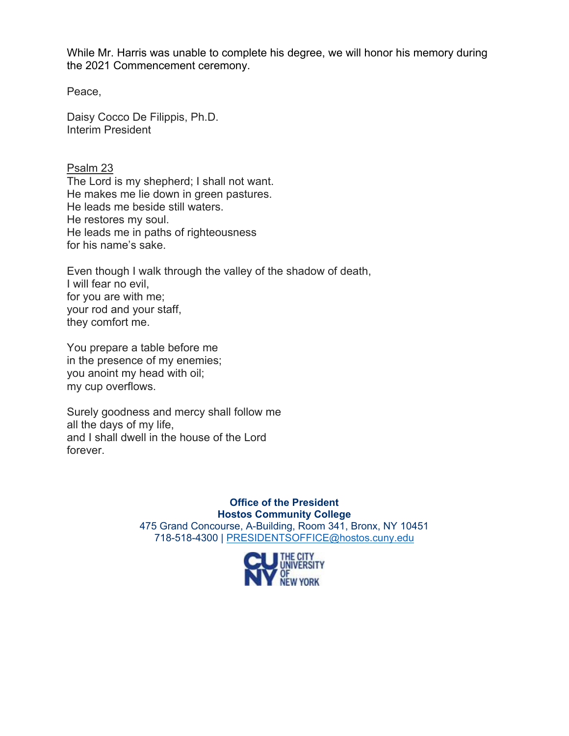While Mr. Harris was unable to complete his degree, we will honor his memory during the 2021 Commencement ceremony.

Peace,

Daisy Cocco De Filippis, Ph.D.
Interim President

<u>Psalm 23</u>
The Lord is my shepherd; I shall not want.
He makes me lie down in green pastures.
He leads me beside still waters.
He restores my soul.
He leads me in paths of righteousness
for his name's sake.

Even though I walk through the valley of the shadow of death,
I will fear no evil,
for you are with me;
your rod and your staff,
they comfort me.

You prepare a table before me
in the presence of my enemies;
you anoint my head with oil;
my cup overflows.

Surely goodness and mercy shall follow me
all the days of my life,
and I shall dwell in the house of the Lord
forever.

**Office of the President**
**Hostos Community College**
475 Grand Concourse, A-Building, Room 341, Bronx, NY 10451
718-518-4300 | PRESIDENTSOFFICE@hostos.cuny.edu

CUNY THE CITY UNIVERSITY OF NEW YORK